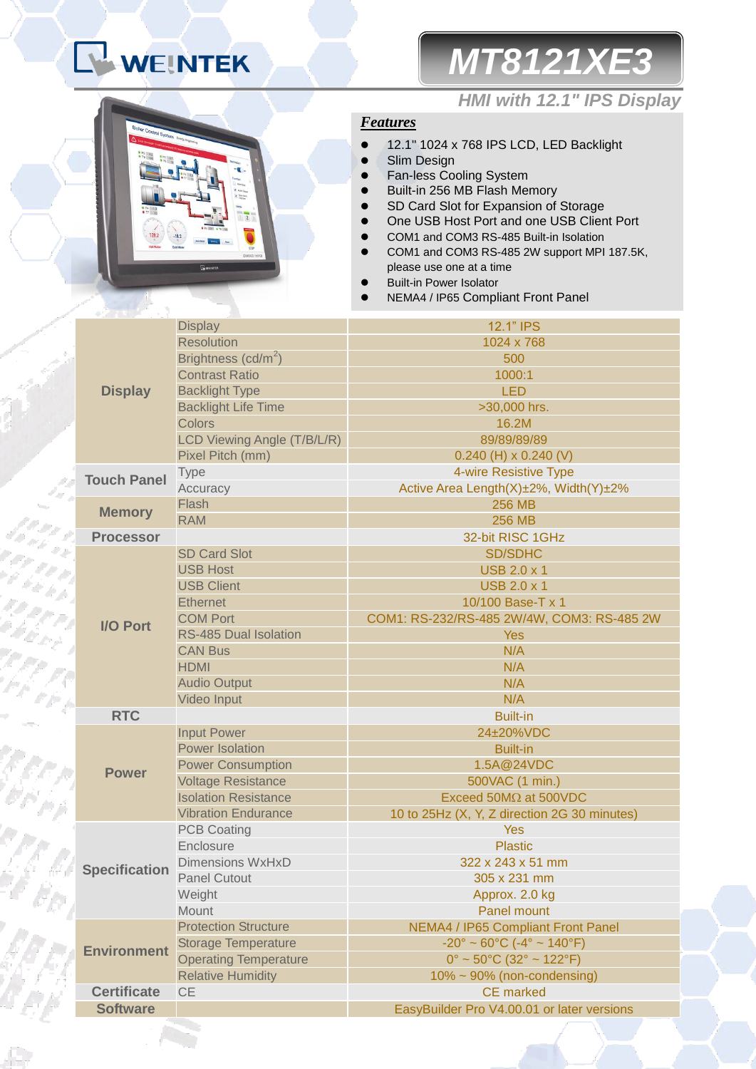WEINTEK

# MT8121XE3

## HMI with 12.1" IPS Display

### *Features*

- 12.1" 1024 x 768 IPS LCD, LED Backlight
- Slim Design
- Fan-less Cooling System
- Built-in 256 MB Flash Memory
- SD Card Slot for Expansion of Storage
- One USB Host Port and one USB Client Port
- COM1 and COM3 RS-485 Built-in Isolation
- COM1 and COM3 RS-485 2W support MPI 187.5K, please use one at a time
- Built-in Power Isolator
- NEMA4 / IP65 Compliant Front Panel

| | | |
|---|---|---|
| **Display** | Display | 12.1" IPS |
| | Resolution | 1024 x 768 |
| | Brightness (cd/m$^2$) | 500 |
| | Contrast Ratio | 1000:1 |
| | Backlight Type | LED |
| | Backlight Life Time | >30,000 hrs. |
| | Colors | 16.2M |
| | LCD Viewing Angle (T/B/L/R) | 89/89/89/89 |
| | Pixel Pitch (mm) | 0.240 (H) x 0.240 (V) |
| **Touch Panel** | Type | 4-wire Resistive Type |
| | Accuracy | Active Area Length(X)±2%, Width(Y)±2% |
| **Memory** | Flash | 256 MB |
| | RAM | 256 MB |
| **Processor** | | 32-bit RISC 1GHz |
| **I/O Port** | SD Card Slot | SD/SDHC |
| | USB Host | USB 2.0 x 1 |
| | USB Client | USB 2.0 x 1 |
| | Ethernet | 10/100 Base-T x 1 |
| | COM Port | COM1: RS-232/RS-485 2W/4W, COM3: RS-485 2W |
| | RS-485 Dual Isolation | Yes |
| | CAN Bus | N/A |
| | HDMI | N/A |
| | Audio Output | N/A |
| | Video Input | N/A |
| **RTC** | | Built-in |
| **Power** | Input Power | 24±20%VDC |
| | Power Isolation | Built-in |
| | Power Consumption | 1.5A@24VDC |
| | Voltage Resistance | 500VAC (1 min.) |
| | Isolation Resistance | Exceed 50MΩ at 500VDC |
| | Vibration Endurance | 10 to 25Hz (X, Y, Z direction 2G 30 minutes) |
| **Specification** | PCB Coating | Yes |
| | Enclosure | Plastic |
| | Dimensions WxHxD | 322 x 243 x 51 mm |
| | Panel Cutout | 305 x 231 mm |
| | Weight | Approx. 2.0 kg |
| | Mount | Panel mount |
| **Environment** | Protection Structure | NEMA4 / IP65 Compliant Front Panel |
| | Storage Temperature | -20° ~ 60°C (-4° ~ 140°F) |
| | Operating Temperature | 0° ~ 50°C (32° ~ 122°F) |
| | Relative Humidity | 10% ~ 90% (non-condensing) |
| **Certificate** | CE | CE marked |
| **Software** | | EasyBuilder Pro V4.00.01 or later versions |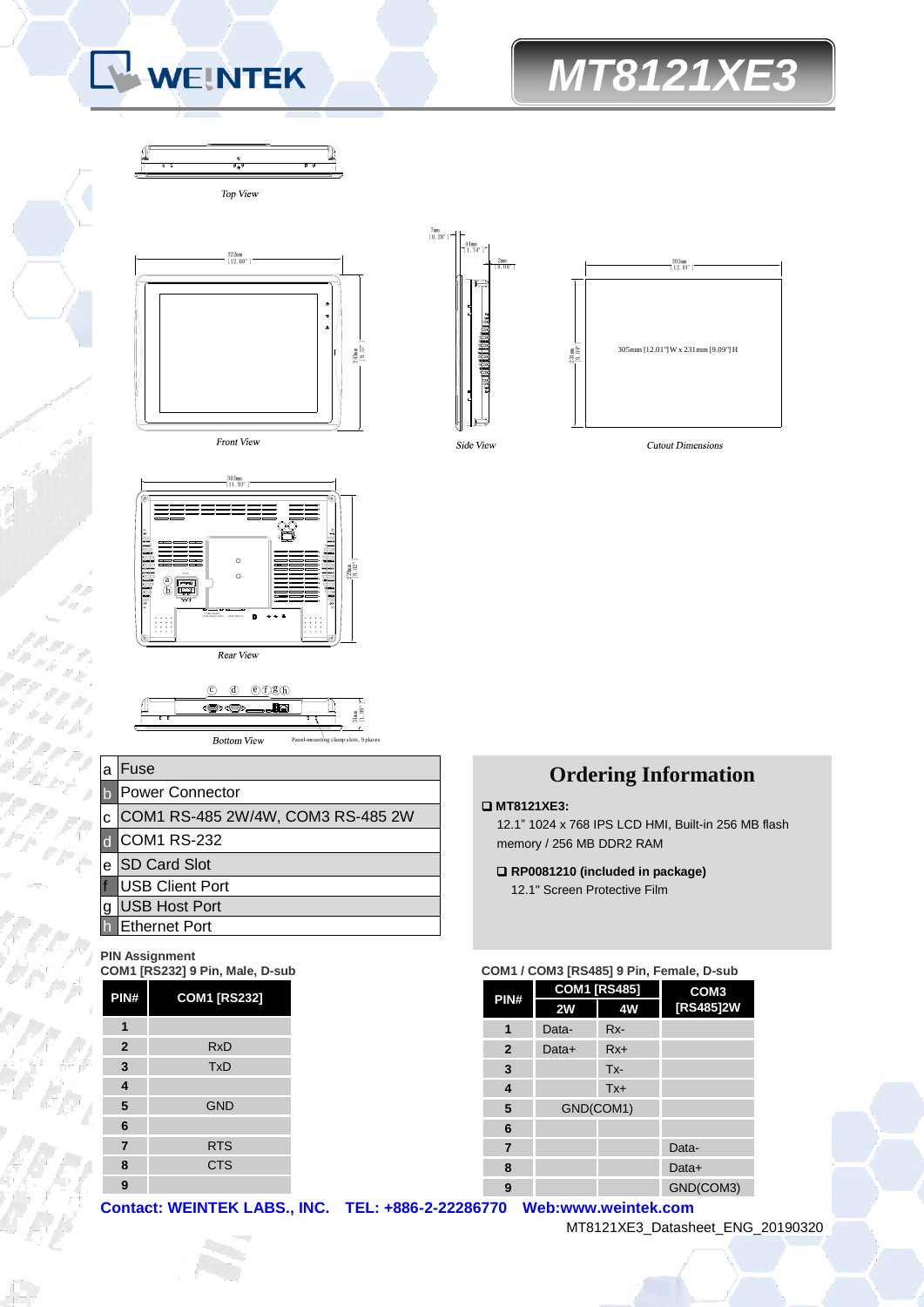# MT8121XE3

Top View

322mm [12.69"]

250mm [9.85"]

Front View

7mm [0.28"]

44mm [1.74"]

2mm [0.08"]

Side View

305mm [12.01"]

231mm [9.09"]

305mm [12.01"]W x 231mm [9.09"] H

Cutout Dimensions

303mm [11.93"]

229mm [9.02"]

Rear View

Bottom View

Panel-mounting clamp slots, 9 places

| | |
|---|---|
| a | Fuse |
| b | Power Connector |
| c | COM1 RS-485 2W/4W, COM3 RS-485 2W |
| d | COM1 RS-232 |
| e | SD Card Slot |
| f | USB Client Port |
| g | USB Host Port |
| h | Ethernet Port |

## Ordering Information

❑ **MT8121XE3:**
12.1" 1024 x 768 IPS LCD HMI, Built-in 256 MB flash memory / 256 MB DDR2 RAM

❑ **RP0081210 (included in package)**
12.1" Screen Protective Film

**PIN Assignment**
**COM1 [RS232] 9 Pin, Male, D-sub**

| PIN# | COM1 [RS232] |
|---|---|
| 1 | |
| 2 | RxD |
| 3 | TxD |
| 4 | |
| 5 | GND |
| 6 | |
| 7 | RTS |
| 8 | CTS |
| 9 | |

**COM1 / COM3 [RS485] 9 Pin, Female, D-sub**

| PIN# | COM1 [RS485] | | COM3 [RS485]2W |
|---|---|---|---|
| | 2W | 4W | |
| 1 | Data- | Rx- | |
| 2 | Data+ | Rx+ | |
| 3 | | Tx- | |
| 4 | | Tx+ | |
| 5 | GND(COM1) | | |
| 6 | | | |
| 7 | | | Data- |
| 8 | | | Data+ |
| 9 | | | GND(COM3) |

**Contact: WEINTEK LABS., INC. TEL: +886-2-22286770 Web:www.weintek.com**

MT8121XE3_Datasheet_ENG_20190320